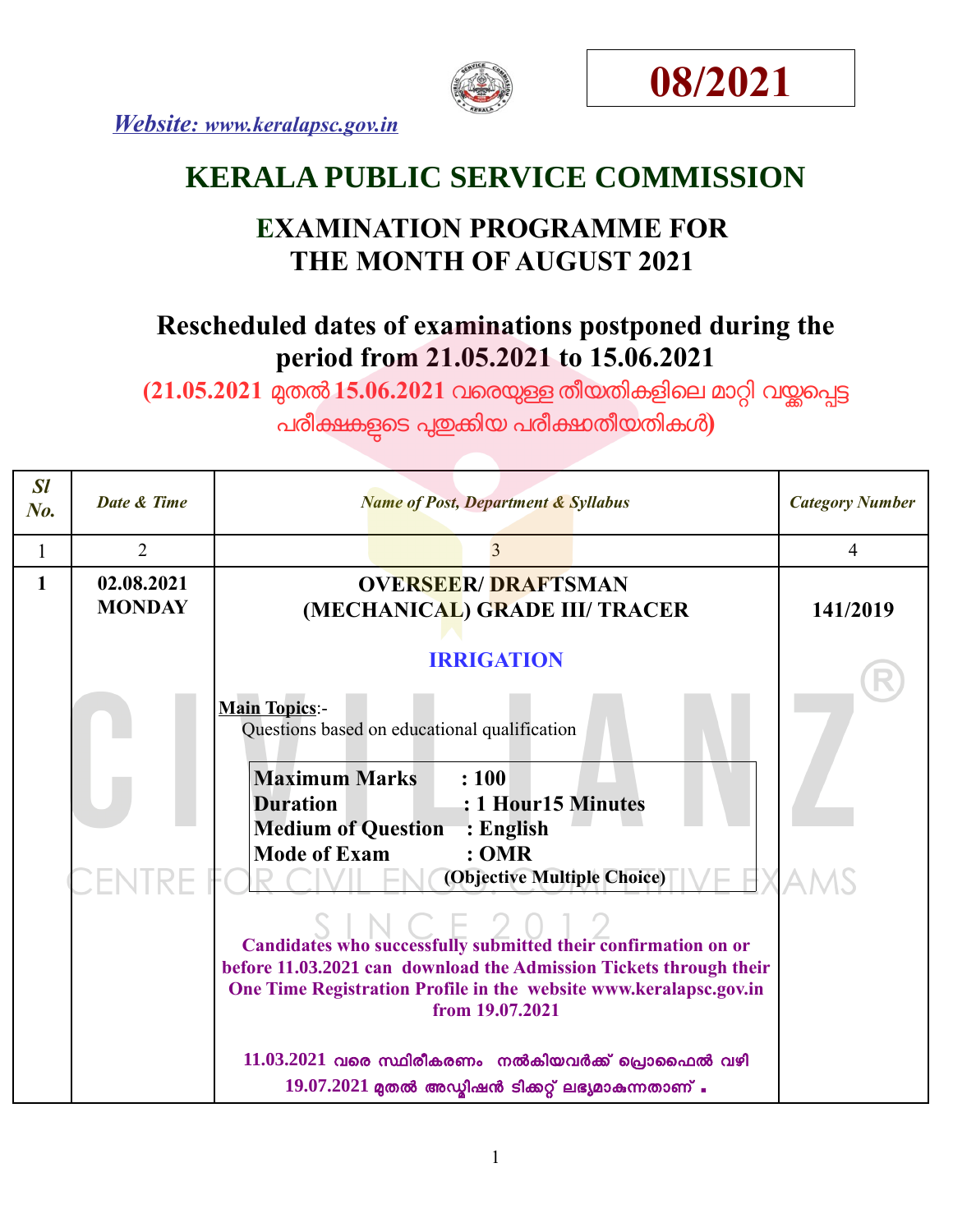**08/2021**

*Website: www.keralapsc.gov.in*

# KERALA PUBLIC SERVICE COMMISSION

## EXAMINATION PROGRAMME FOR THE MONTH OF AUGUST 2021

## Rescheduled dates of examinations postponed during the period from 21.05.2021 to 15.06.2021

**(21.05.2021 മുതൽ 15.06.2021 വരെയുള്ള തീയതികളിലെ മാറ്റി വയ്ക്കപ്പെട്ട പരീക്ഷകളുടെ പുതുക്കിയ പരീക്ഷാതീയതികൾ)**

| *Sl No.* | *Date & Time* | *Name of Post, Department & Syllabus* | *Category Number* |
|---|---|---|---|
| 1 | 2 | 3 | 4 |
| **1** | **02.08.2021 MONDAY** | **OVERSEER/ DRAFTSMAN (MECHANICAL) GRADE III/ TRACER**<br><br>**IRRIGATION**<br><br>**Main Topics**:-<br>Questions based on educational qualification<br><br>**Maximum Marks : 100**<br>**Duration : 1 Hour15 Minutes**<br>**Medium of Question : English**<br>**Mode of Exam : OMR**<br>**(Objective Multiple Choice)**<br><br>**Candidates who successfully submitted their confirmation on or before 11.03.2021 can download the Admission Tickets through their One Time Registration Profile in the website www.keralapsc.gov.in from 19.07.2021**<br><br>**11.03.2021 വരെ സ്ഥിരീകരണം നൽകിയവർക്ക് പ്രൊഫൈൽ വഴി 19.07.2021 മുതൽ അഡ്മിഷൻ ടിക്കറ്റ് ലഭ്യമാകുന്നതാണ് .** | **141/2019** |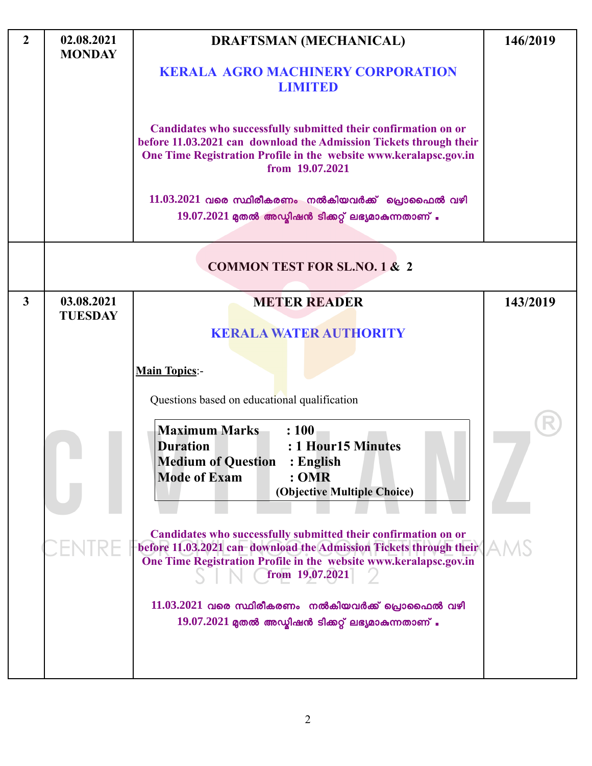| | | | |
|---|---|---|---|
| **2** | **02.08.2021 MONDAY** | **DRAFTSMAN (MECHANICAL)**<br><br>**KERALA AGRO MACHINERY CORPORATION LIMITED**<br><br>**Candidates who successfully submitted their confirmation on or before 11.03.2021 can download the Admission Tickets through their One Time Registration Profile in the website www.keralapsc.gov.in from 19.07.2021**<br><br>**11.03.2021 വരെ സ്ഥിരീകരണം നൽകിയവർക്ക് പ്രൊഫൈൽ വഴി 19.07.2021 മുതൽ അഡ്മിഷൻ ടിക്കറ്റ് ലഭ്യമാകുന്നതാണ് .** | **146/2019** |
| | **COMMON TEST FOR SL.NO. 1 & 2** | | |
| **3** | **03.08.2021 TUESDAY** | **METER READER**<br><br>**KERALA WATER AUTHORITY**<br><br>**Main Topics**:-<br><br>Questions based on educational qualification<br><br>**Maximum Marks : 100**<br>**Duration : 1 Hour15 Minutes**<br>**Medium of Question : English**<br>**Mode of Exam : OMR**<br>**(Objective Multiple Choice)**<br><br>**Candidates who successfully submitted their confirmation on or before 11.03.2021 can download the Admission Tickets through their One Time Registration Profile in the website www.keralapsc.gov.in from 19.07.2021**<br><br>**11.03.2021 വരെ സ്ഥിരീകരണം നൽകിയവർക്ക് പ്രൊഫൈൽ വഴി 19.07.2021 മുതൽ അഡ്മിഷൻ ടിക്കറ്റ് ലഭ്യമാകുന്നതാണ് .** | **143/2019** |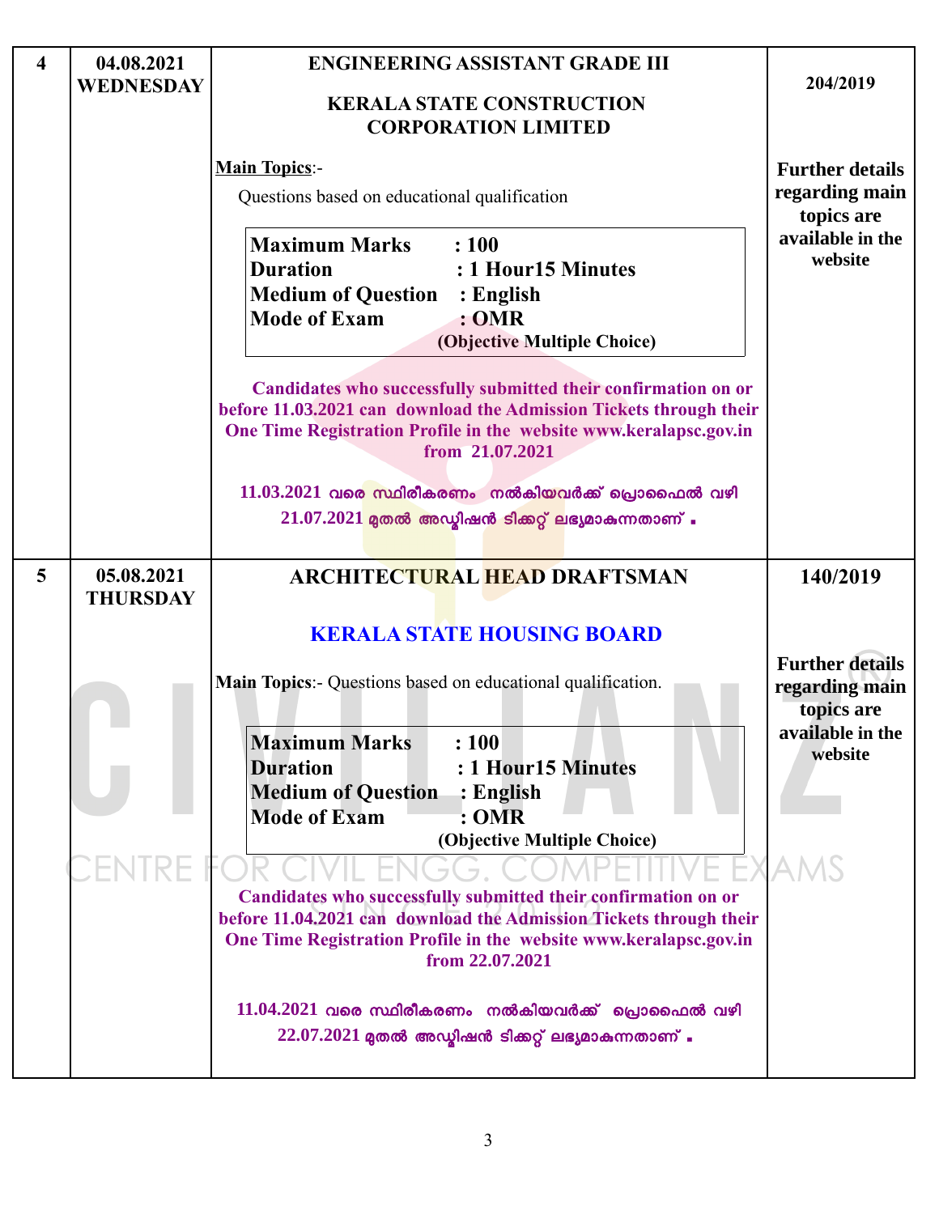| 4 | 04.08.2021 WEDNESDAY | **ENGINEERING ASSISTANT GRADE III**<br><br>**KERALA STATE CONSTRUCTION CORPORATION LIMITED**<br><br>**Main Topics**:-<br>Questions based on educational qualification<br><br>**Maximum Marks : 100**<br>**Duration : 1 Hour15 Minutes**<br>**Medium of Question : English**<br>**Mode of Exam : OMR**<br>**(Objective Multiple Choice)**<br><br>**Candidates who successfully submitted their confirmation on or before 11.03.2021 can download the Admission Tickets through their One Time Registration Profile in the website www.keralapsc.gov.in from 21.07.2021**<br><br>**11.03.2021 വരെ സ്ഥിരീകരണം നൽകിയവർക്ക് പ്രൊഫൈൽ വഴി 21.07.2021 മുതൽ അഡ്മിഷൻ ടിക്കറ്റ് ലഭ്യമാകുന്നതാണ് .** | **204/2019**<br><br>**Further details regarding main topics are available in the website** |
|---|---|---|---|
| 5 | 05.08.2021 THURSDAY | **ARCHITECTURAL HEAD DRAFTSMAN**<br><br>**KERALA STATE HOUSING BOARD**<br><br>**Main Topics**:- Questions based on educational qualification.<br><br>**Maximum Marks : 100**<br>**Duration : 1 Hour15 Minutes**<br>**Medium of Question : English**<br>**Mode of Exam : OMR**<br>**(Objective Multiple Choice)**<br><br>**Candidates who successfully submitted their confirmation on or before 11.04.2021 can download the Admission Tickets through their One Time Registration Profile in the website www.keralapsc.gov.in from 22.07.2021**<br><br>**11.04.2021 വരെ സ്ഥിരീകരണം നൽകിയവർക്ക് പ്രൊഫൈൽ വഴി 22.07.2021 മുതൽ അഡ്മിഷൻ ടിക്കറ്റ് ലഭ്യമാകുന്നതാണ് .** | **140/2019**<br><br>**Further details regarding main topics are available in the website** |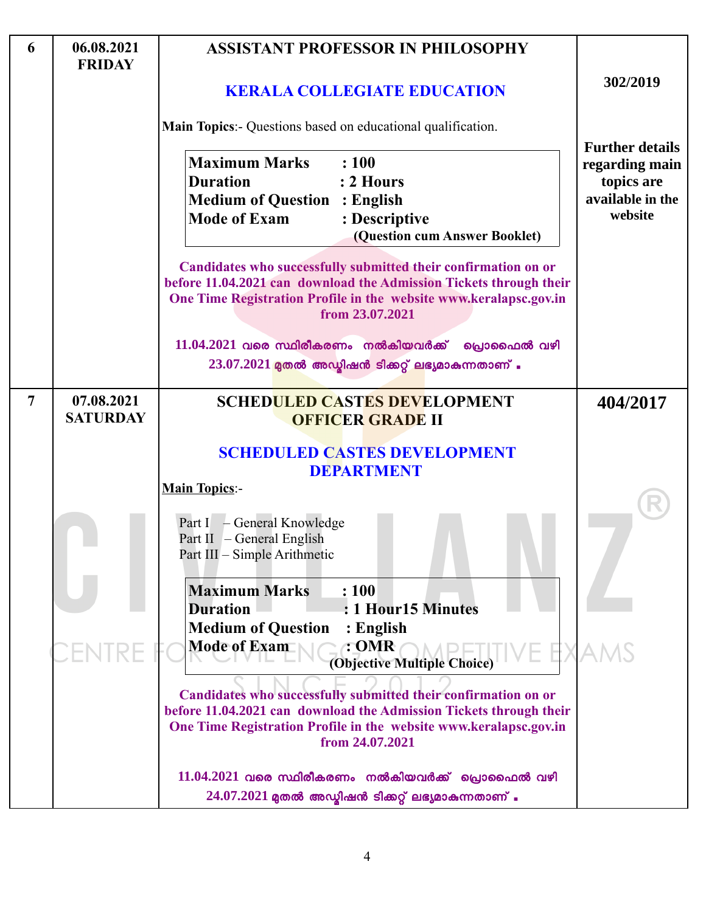| | | | |
|---|---|---|---|
| 6 | 06.08.2021 FRIDAY | **ASSISTANT PROFESSOR IN PHILOSOPHY**<br><br>**KERALA COLLEGIATE EDUCATION**<br><br>**Main Topics**:- Questions based on educational qualification.<br><br>**Maximum Marks : 100**<br>**Duration : 2 Hours**<br>**Medium of Question : English**<br>**Mode of Exam : Descriptive (Question cum Answer Booklet)**<br><br>**Candidates who successfully submitted their confirmation on or before 11.04.2021 can download the Admission Tickets through their One Time Registration Profile in the website www.keralapsc.gov.in from 23.07.2021**<br><br>**11.04.2021 വരെ സ്ഥിരീകരണം നൽകിയവർക്ക് പ്രൊഫൈൽ വഴി 23.07.2021 മുതൽ അഡ്മിഷൻ ടിക്കറ്റ് ലഭ്യമാകുന്നതാണ് .** | **302/2019**<br><br>**Further details regarding main topics are available in the website** |
| 7 | 07.08.2021 SATURDAY | **SCHEDULED CASTES DEVELOPMENT OFFICER GRADE II**<br><br>**SCHEDULED CASTES DEVELOPMENT DEPARTMENT**<br><br>**Main Topics**:-<br>Part I – General Knowledge<br>Part II – General English<br>Part III – Simple Arithmetic<br><br>**Maximum Marks : 100**<br>**Duration : 1 Hour15 Minutes**<br>**Medium of Question : English**<br>**Mode of Exam : OMR (Objective Multiple Choice)**<br><br>**Candidates who successfully submitted their confirmation on or before 11.04.2021 can download the Admission Tickets through their One Time Registration Profile in the website www.keralapsc.gov.in from 24.07.2021**<br><br>**11.04.2021 വരെ സ്ഥിരീകരണം നൽകിയവർക്ക് പ്രൊഫൈൽ വഴി 24.07.2021 മുതൽ അഡ്മിഷൻ ടിക്കറ്റ് ലഭ്യമാകുന്നതാണ് .** | **404/2017** |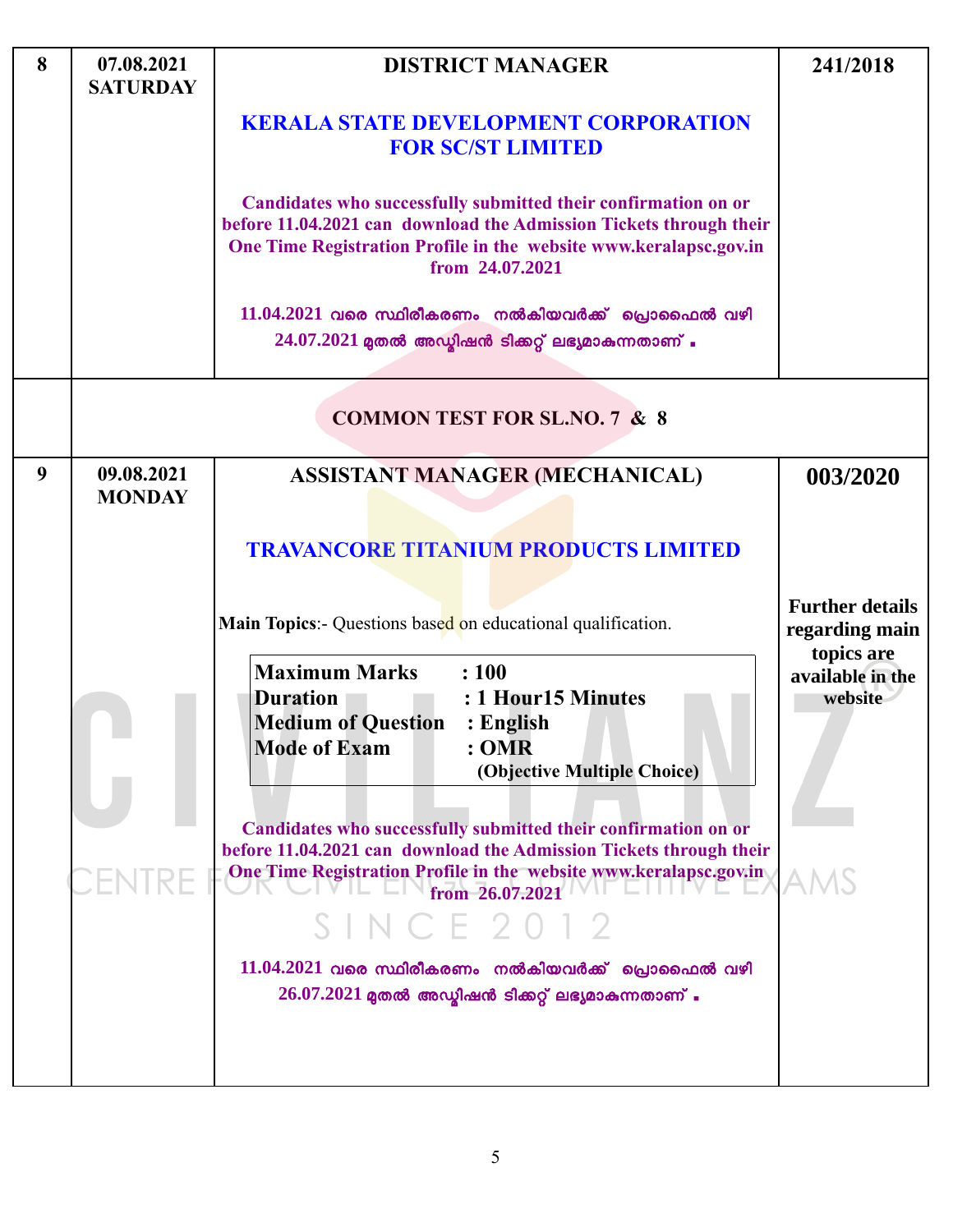| | | | |
|---|---|---|---|
| 8 | 07.08.2021<br>SATURDAY | **DISTRICT MANAGER**<br><br>**KERALA STATE DEVELOPMENT CORPORATION FOR SC/ST LIMITED**<br><br>**Candidates who successfully submitted their confirmation on or before 11.04.2021 can download the Admission Tickets through their One Time Registration Profile in the website www.keralapsc.gov.in from 24.07.2021**<br><br>11.04.2021 വരെ സ്ഥിരീകരണം നൽകിയവർക്ക് പ്രൊഫൈൽ വഴി 24.07.2021 മുതൽ അഡ്മിഷൻ ടിക്കറ്റ് ലഭ്യമാകുന്നതാണ് . | **241/2018** |
| | **COMMON TEST FOR SL.NO. 7 & 8** | | |
| 9 | 09.08.2021<br>MONDAY | **ASSISTANT MANAGER (MECHANICAL)**<br><br>**TRAVANCORE TITANIUM PRODUCTS LIMITED**<br><br>**Main Topics**:- Questions based on educational qualification.<br><br>**Maximum Marks : 100**<br>**Duration : 1 Hour15 Minutes**<br>**Medium of Question : English**<br>**Mode of Exam : OMR (Objective Multiple Choice)**<br><br>**Candidates who successfully submitted their confirmation on or before 11.04.2021 can download the Admission Tickets through their One Time Registration Profile in the website www.keralapsc.gov.in from 26.07.2021**<br><br>11.04.2021 വരെ സ്ഥിരീകരണം നൽകിയവർക്ക് പ്രൊഫൈൽ വഴി 26.07.2021 മുതൽ അഡ്മിഷൻ ടിക്കറ്റ് ലഭ്യമാകുന്നതാണ് . | **003/2020**<br><br>**Further details regarding main topics are available in the website** |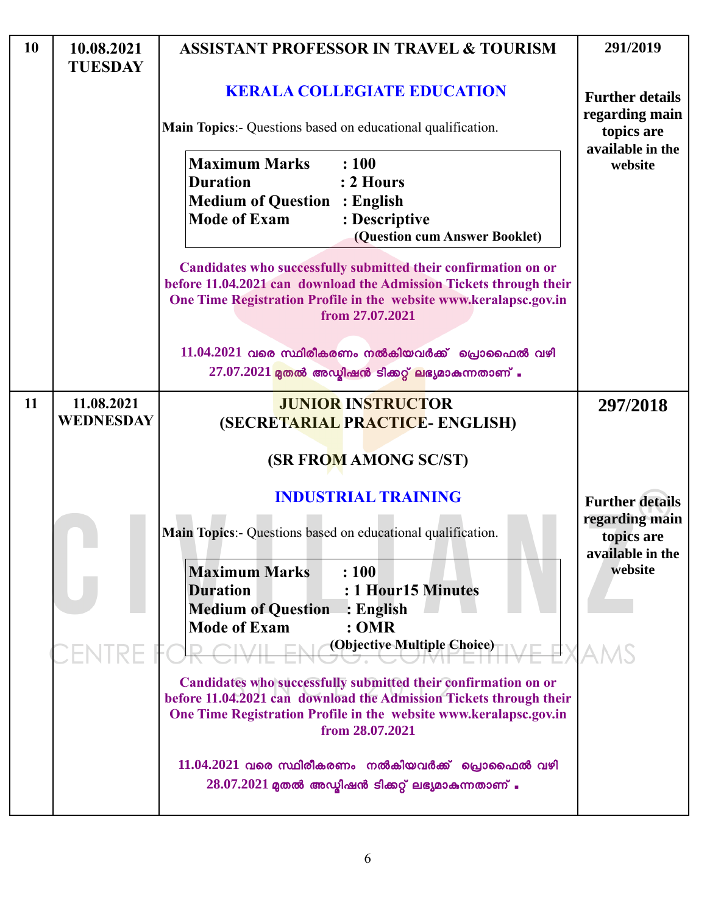| 10 | 10.08.2021 TUESDAY | **ASSISTANT PROFESSOR IN TRAVEL & TOURISM**<br><br>**KERALA COLLEGIATE EDUCATION**<br><br>**Main Topics**:- Questions based on educational qualification.<br><br>**Maximum Marks : 100**<br>**Duration : 2 Hours**<br>**Medium of Question : English**<br>**Mode of Exam : Descriptive**<br>**(Question cum Answer Booklet)**<br><br>**Candidates who successfully submitted their confirmation on or before 11.04.2021 can download the Admission Tickets through their One Time Registration Profile in the website www.keralapsc.gov.in from 27.07.2021**<br><br>**11.04.2021 വരെ സ്ഥിരീകരണം നൽകിയവർക്ക് പ്രൊഫൈൽ വഴി 27.07.2021 മുതൽ അഡ്മിഷൻ ടിക്കറ്റ് ലഭ്യമാകുന്നതാണ് .** | **291/2019**<br><br>**Further details regarding main topics are available in the website** |
|---|---|---|---|
| 11 | 11.08.2021 WEDNESDAY | **JUNIOR INSTRUCTOR (SECRETARIAL PRACTICE- ENGLISH)**<br><br>**(SR FROM AMONG SC/ST)**<br><br>**INDUSTRIAL TRAINING**<br><br>**Main Topics**:- Questions based on educational qualification.<br><br>**Maximum Marks : 100**<br>**Duration : 1 Hour15 Minutes**<br>**Medium of Question : English**<br>**Mode of Exam : OMR**<br>**(Objective Multiple Choice)**<br><br>**Candidates who successfully submitted their confirmation on or before 11.04.2021 can download the Admission Tickets through their One Time Registration Profile in the website www.keralapsc.gov.in from 28.07.2021**<br><br>**11.04.2021 വരെ സ്ഥിരീകരണം നൽകിയവർക്ക് പ്രൊഫൈൽ വഴി 28.07.2021 മുതൽ അഡ്മിഷൻ ടിക്കറ്റ് ലഭ്യമാകുന്നതാണ് .** | **297/2018**<br><br>**Further details regarding main topics are available in the website** |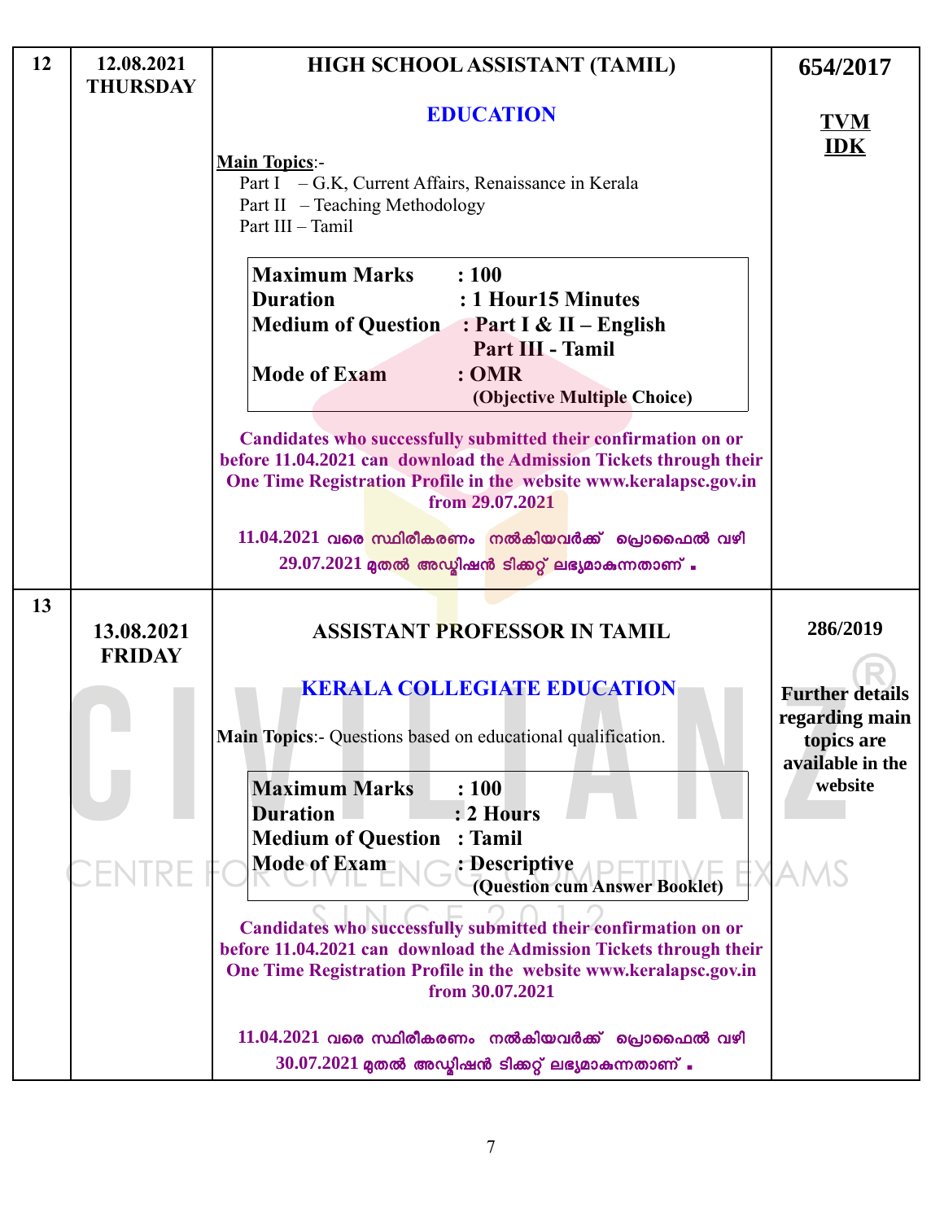| | | | |
|---|---|---|---|
| 12 | 12.08.2021 THURSDAY | **HIGH SCHOOL ASSISTANT (TAMIL)**<br><br>**EDUCATION**<br><br>**Main Topics**:-<br>Part I – G.K, Current Affairs, Renaissance in Kerala<br>Part II – Teaching Methodology<br>Part III – Tamil<br><br>**Maximum Marks : 100**<br>**Duration : 1 Hour15 Minutes**<br>**Medium of Question : Part I & II – English**<br>**Part III - Tamil**<br>**Mode of Exam : OMR**<br>**(Objective Multiple Choice)**<br><br>**Candidates who successfully submitted their confirmation on or before 11.04.2021 can download the Admission Tickets through their One Time Registration Profile in the website www.keralapsc.gov.in from 29.07.2021**<br><br>**11.04.2021 വരെ സ്ഥിരീകരണം നൽകിയവർക്ക് പ്രൊഫൈൽ വഴി 29.07.2021 മുതൽ അഡ്മിഷൻ ടിക്കറ്റ് ലഭ്യമാകുന്നതാണ് .** | **654/2017**<br><br>**TVM**<br>**IDK** |
| 13 | 13.08.2021 FRIDAY | **ASSISTANT PROFESSOR IN TAMIL**<br><br>**KERALA COLLEGIATE EDUCATION**<br><br>**Main Topics**:- Questions based on educational qualification.<br><br>**Maximum Marks : 100**<br>**Duration : 2 Hours**<br>**Medium of Question : Tamil**<br>**Mode of Exam : Descriptive**<br>**(Question cum Answer Booklet)**<br><br>**Candidates who successfully submitted their confirmation on or before 11.04.2021 can download the Admission Tickets through their One Time Registration Profile in the website www.keralapsc.gov.in from 30.07.2021**<br><br>**11.04.2021 വരെ സ്ഥിരീകരണം നൽകിയവർക്ക് പ്രൊഫൈൽ വഴി 30.07.2021 മുതൽ അഡ്മിഷൻ ടിക്കറ്റ് ലഭ്യമാകുന്നതാണ് .** | **286/2019**<br><br>**Further details regarding main topics are available in the website** |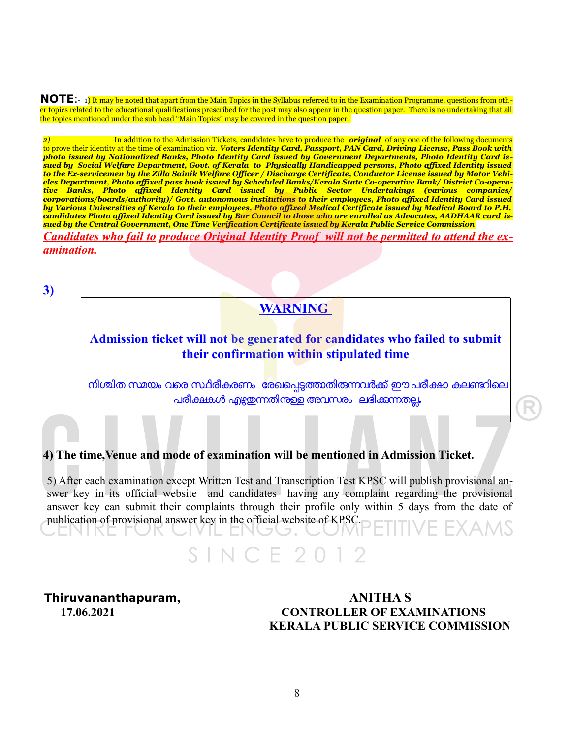**NOTE**:- 1) It may be noted that apart from the Main Topics in the Syllabus referred to in the Examination Programme, questions from other topics related to the educational qualifications prescribed for the post may also appear in the question paper. There is no undertaking that all the topics mentioned under the sub head "Main Topics" may be covered in the question paper.

*2)* In addition to the Admission Tickets, candidates have to produce the ***original*** of any one of the following documents to prove their identity at the time of examination viz. ***Voters Identity Card, Passport, PAN Card, Driving License, Pass Book with photo issued by Nationalized Banks, Photo Identity Card issued by Government Departments, Photo Identity Card issued by Social Welfare Department, Govt. of Kerala to Physically Handicapped persons, Photo affixed Identity issued to the Ex-servicemen by the Zilla Sainik Welfare Officer / Discharge Certificate, Conductor License issued by Motor Vehicles Department, Photo affixed pass book issued by Scheduled Banks/Kerala State Co-operative Bank/ District Co-operative Banks, Photo affixed Identity Card issued by Public Sector Undertakings (various companies/ corporations/boards/authority)/ Govt. autonomous institutions to their employees, Photo affixed Identity Card issued by Various Universities of Kerala to their employees, Photo affixed Medical Certificate issued by Medical Board to P.H. candidates Photo affixed Identity Card issued by Bar Council to those who are enrolled as Advocates, AADHAAR card issued by the Central Government, One Time Verification Certificate issued by Kerala Public Service Commission***

***Candidates who fail to produce Original Identity Proof will not be permitted to attend the examination.***

**3)**

**WARNING**

**Admission ticket will not be generated for candidates who failed to submit their confirmation within stipulated time**

നിശ്ചിത സമയം വരെ സ്ഥിരീകരണം രേഖപ്പെടുത്താതിരുന്നവർക്ക് ഈ പരീക്ഷാ കലണ്ടറിലെ പരീക്ഷകൾ എഴുതുന്നതിനുള്ള അവസരം ലഭിക്കുന്നതല്ല.

**4) The time,Venue and mode of examination will be mentioned in Admission Ticket.**

5) After each examination except Written Test and Transcription Test KPSC will publish provisional answer key in its official website and candidates having any complaint regarding the provisional answer key can submit their complaints through their profile only within 5 days from the date of publication of provisional answer key in the official website of KPSC.

**Thiruvananthapuram,**
**17.06.2021**

**ANITHA S**
**CONTROLLER OF EXAMINATIONS**
**KERALA PUBLIC SERVICE COMMISSION**